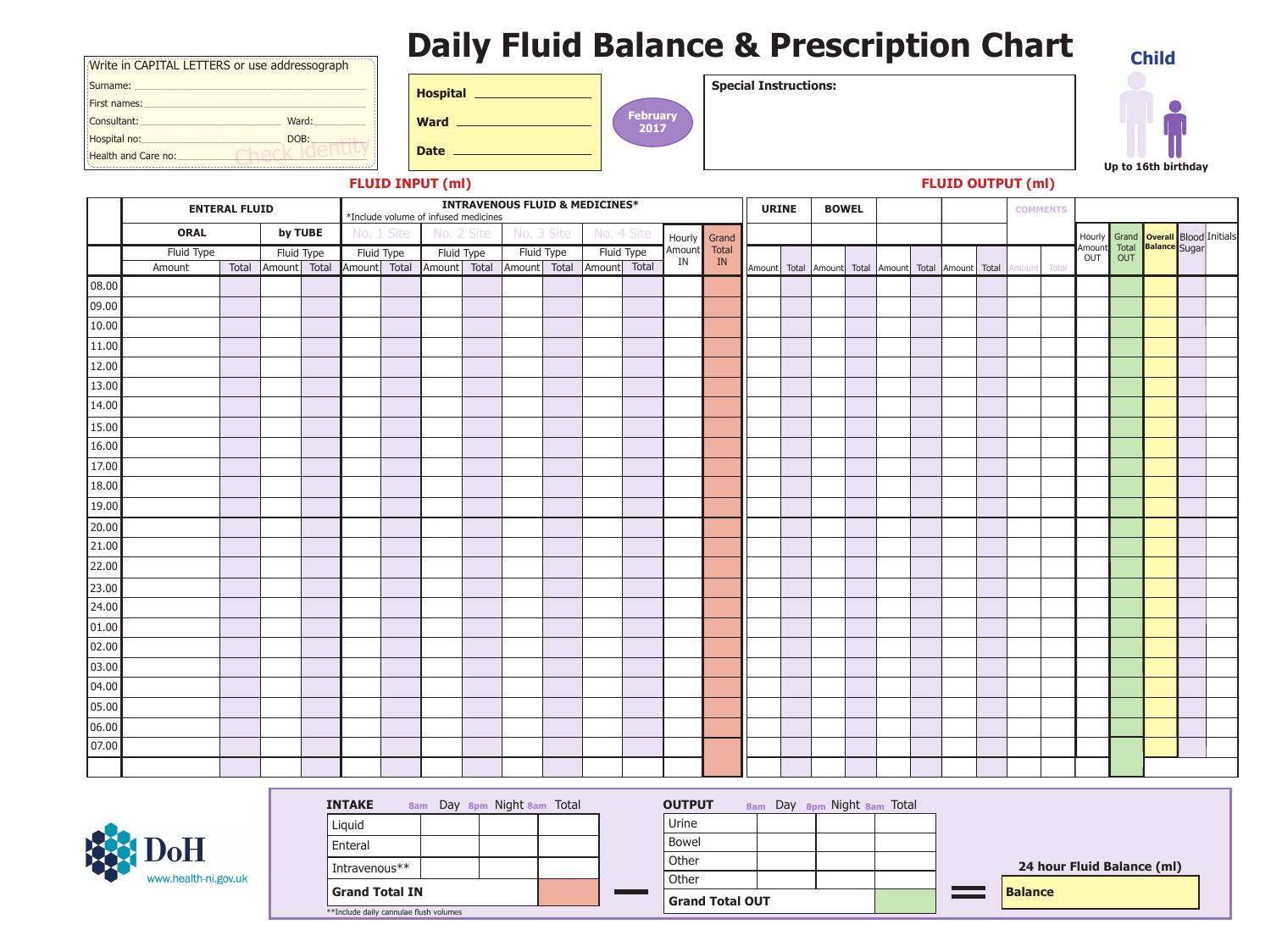# Daily Fluid Balance & Prescription Chart

**Child**

Up to 16th birthday

Write in CAPITAL LETTERS or use addressograph

Surname:

First names:

Consultant: Ward:

Hospital no: DOB:

Health and Care no:

Check identity

**Hospital**

**Ward**

**Date**

February 2017

**Special Instructions:**

**FLUID INPUT (ml)**

**FLUID OUTPUT (ml)**

| | ENTERAL FLUID | | | | INTRAVENOUS FLUID & MEDICINES* *Include volume of infused medicines | | | | | | | | | | URINE | | BOWEL | | | | | | COMMENTS | | | | | | |
|---|---|---|---|---|---|---|---|---|---|---|---|---|---|---|---|---|---|---|---|---|---|---|---|---|---|---|---|---|---|
| | ORAL | | by TUBE | | No. 1 Site | | No. 2 Site | | No. 3 Site | | No. 4 Site | | Hourly Amount IN | Grand Total IN | | | | | | | | | | | Hourly Amount OUT | Grand Total OUT | Overall Balance | Blood Sugar | Initials |
| | Fluid Type | | Fluid Type | | Fluid Type | | Fluid Type | | Fluid Type | | Fluid Type | | | | | | | | | | | | | | | | | | |
| | Amount | Total | Amount | Total | Amount | Total | Amount | Total | Amount | Total | Amount | Total | | | Amount | Total | Amount | Total | Amount | Total | Amount | Total | Amount | Total | | | | | |
| 08.00 | | | | | | | | | | | | | | | | | | | | | | | | | | | | | |
| 09.00 | | | | | | | | | | | | | | | | | | | | | | | | | | | | | |
| 10.00 | | | | | | | | | | | | | | | | | | | | | | | | | | | | | |
| 11.00 | | | | | | | | | | | | | | | | | | | | | | | | | | | | | |
| 12.00 | | | | | | | | | | | | | | | | | | | | | | | | | | | | | |
| 13.00 | | | | | | | | | | | | | | | | | | | | | | | | | | | | | |
| 14.00 | | | | | | | | | | | | | | | | | | | | | | | | | | | | | |
| 15.00 | | | | | | | | | | | | | | | | | | | | | | | | | | | | | |
| 16.00 | | | | | | | | | | | | | | | | | | | | | | | | | | | | | |
| 17.00 | | | | | | | | | | | | | | | | | | | | | | | | | | | | | |
| 18.00 | | | | | | | | | | | | | | | | | | | | | | | | | | | | | |
| 19.00 | | | | | | | | | | | | | | | | | | | | | | | | | | | | | |
| 20.00 | | | | | | | | | | | | | | | | | | | | | | | | | | | | | |
| 21.00 | | | | | | | | | | | | | | | | | | | | | | | | | | | | | |
| 22.00 | | | | | | | | | | | | | | | | | | | | | | | | | | | | | |
| 23.00 | | | | | | | | | | | | | | | | | | | | | | | | | | | | | |
| 24.00 | | | | | | | | | | | | | | | | | | | | | | | | | | | | | |
| 01.00 | | | | | | | | | | | | | | | | | | | | | | | | | | | | | |
| 02.00 | | | | | | | | | | | | | | | | | | | | | | | | | | | | | |
| 03.00 | | | | | | | | | | | | | | | | | | | | | | | | | | | | | |
| 04.00 | | | | | | | | | | | | | | | | | | | | | | | | | | | | | |
| 05.00 | | | | | | | | | | | | | | | | | | | | | | | | | | | | | |
| 06.00 | | | | | | | | | | | | | | | | | | | | | | | | | | | | | |
| 07.00 | | | | | | | | | | | | | | | | | | | | | | | | | | | | | |
| | | | | | | | | | | | | | | | | | | | | | | | | | | | | | |

| INTAKE | 8am Day 8pm | Night 8am | Total |
|---|---|---|---|
| Liquid | | | |
| Enteral | | | |
| Intravenous** | | | |
| **Grand Total IN** | | | |

**Include daily cannulae flush volumes

−

| OUTPUT | 8am Day 8pm | Night 8am | Total |
|---|---|---|---|
| Urine | | | |
| Bowel | | | |
| Other | | | |
| Other | | | |
| **Grand Total OUT** | | | |

=

**24 hour Fluid Balance (ml)**

**Balance**

DoH
www.health-ni.gov.uk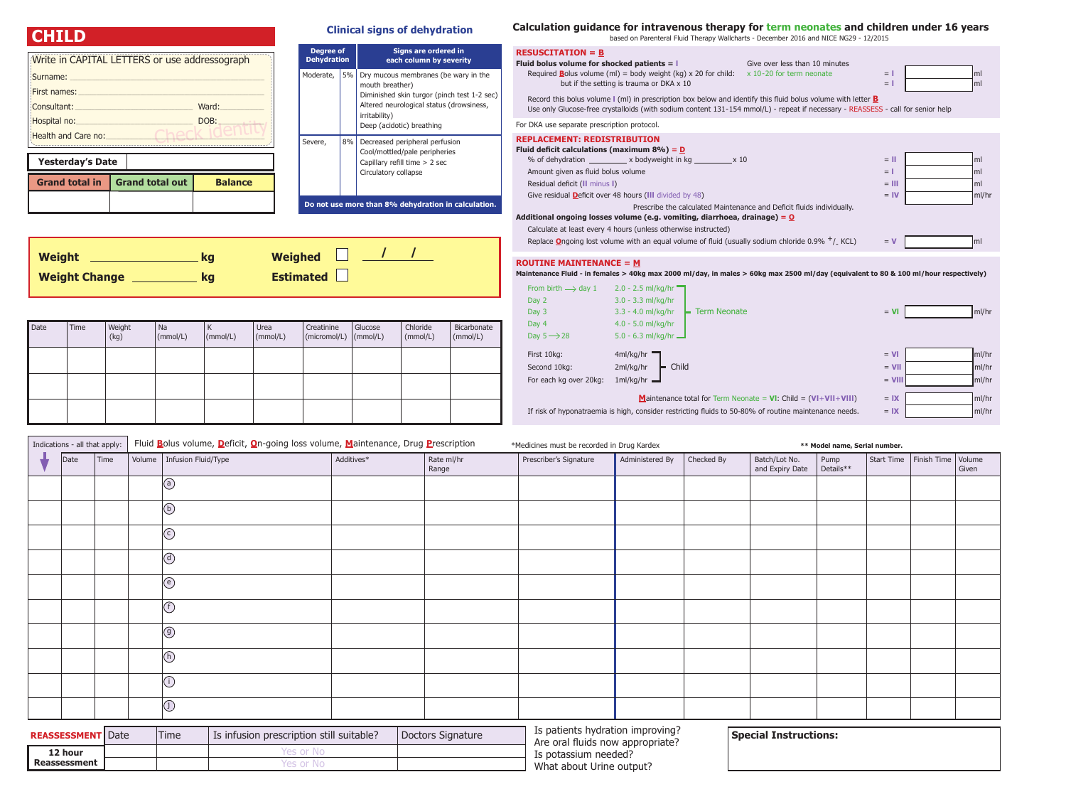# CHILD

Write in CAPITAL LETTERS or use addressograph

Surname: ______________________

First names: ______________________

Consultant: ______________ Ward: ________

Hospital no: ______________ DOB: ________

Health and Care no: ______________ Check identity

| Yesterday's Date | |
|---|---|

| Grand total in | Grand total out | Balance |
|---|---|---|
| | | |

**Weight** ____________ **kg** **Weighed** ☐ ___/___/___

**Weight Change** ____________ **kg** **Estimated** ☐

| Date | Time | Weight (kg) | Na (mmol/L) | K (mmol/L) | Urea (mmol/L) | Creatinine (micromol/L) | Glucose (mmol/L) | Chloride (mmol/L) | Bicarbonate (mmol/L) |
|---|---|---|---|---|---|---|---|---|---|
| | | | | | | | | | |
| | | | | | | | | | |
| | | | | | | | | | |

## Clinical signs of dehydration

| Degree of Dehydration | | Signs are ordered in each column by severity |
|---|---|---|
| Moderate, | 5% | Dry mucous membranes (be wary in the mouth breather)<br>Diminished skin turgor (pinch test 1-2 sec)<br>Altered neurological status (drowsiness, irritability)<br>Deep (acidotic) breathing |
| Severe, | 8% | Decreased peripheral perfusion<br>Cool/mottled/pale peripheries<br>Capillary refill time > 2 sec<br>Circulatory collapse |

**Do not use more than 8% dehydration in calculation.**

## Calculation guidance for intravenous therapy for term neonates and children under 16 years

based on Parenteral Fluid Therapy Wallcharts - December 2016 and NICE NG29 - 12/2015

### RESUSCITATION = B

**Fluid bolus volume for shocked patients = I** — Give over less than 10 minutes

Required Bolus volume (ml) = body weight (kg) x 20 for child: x 10-20 for term neonate = I ______ ml

but if the setting is trauma or DKA x 10 = I ______ ml

Record this bolus volume I (ml) in prescription box below and identify this fluid bolus volume with letter B

Use only Glucose-free crystalloids (with sodium content 131-154 mmol/L) - repeat if necessary - REASSESS - call for senior help

For DKA use separate prescription protocol.

### REPLACEMENT: REDISTRIBUTION

**Fluid deficit calculations (maximum 8%) = D**

% of dehydration ________ x bodyweight in kg ________ x 10 = II ______ ml

Amount given as fluid bolus volume = I ______ ml

Residual deficit (II minus I) = III ______ ml

Give residual Deficit over 48 hours (III divided by 48) = IV ______ ml/hr

Prescribe the calculated Maintenance and Deficit fluids individually.

**Additional ongoing losses volume (e.g. vomiting, diarrhoea, drainage) = O**

Calculate at least every 4 hours (unless otherwise instructed)

Replace Ongoing lost volume with an equal volume of fluid (usually sodium chloride 0.9% +/- KCL) = V ______ ml

### ROUTINE MAINTENANCE = M

**Maintenance Fluid - in females > 40kg max 2000 ml/day, in males > 60kg max 2500 ml/day (equivalent to 80 & 100 ml/hour respectively)**

Term Neonate:
- From birth → day 1: 2.0 - 2.5 ml/kg/hr
- Day 2: 3.0 - 3.3 ml/kg/hr
- Day 3: 3.3 - 4.0 ml/kg/hr
- Day 4: 4.0 - 5.0 ml/kg/hr
- Day 5 → 28: 5.0 - 6.3 ml/kg/hr

= VI ______ ml/hr

Child:
- First 10kg: 4ml/kg/hr = VI ______ ml/hr
- Second 10kg: 2ml/kg/hr = VII ______ ml/hr
- For each kg over 20kg: 1ml/kg/hr = VIII ______ ml/hr

Maintenance total for Term Neonate = VI: Child = (VI+VII+VIII) = IX ______ ml/hr

If risk of hyponatraemia is high, consider restricting fluids to 50-80% of routine maintenance needs. = IX ______ ml/hr

Indications - all that apply: Fluid Bolus volume, Deficit, On-going loss volume, Maintenance, Drug Prescription

*Medicines must be recorded in Drug Kardex — ** Model name, Serial number.

| Indications | Date | Time | Volume | Infusion Fluid/Type | Additives* | Rate ml/hr Range | Prescriber's Signature | Administered By | Checked By | Batch/Lot No. and Expiry Date | Pump Details** | Start Time | Finish Time | Volume Given |
|---|---|---|---|---|---|---|---|---|---|---|---|---|---|---|
| | | | | (a) | | | | | | | | | | |
| | | | | (b) | | | | | | | | | | |
| | | | | (c) | | | | | | | | | | |
| | | | | (d) | | | | | | | | | | |
| | | | | (e) | | | | | | | | | | |
| | | | | (f) | | | | | | | | | | |
| | | | | (g) | | | | | | | | | | |
| | | | | (h) | | | | | | | | | | |
| | | | | (i) | | | | | | | | | | |
| | | | | (j) | | | | | | | | | | |

| REASSESSMENT | Date | Time | Is infusion prescription still suitable? | Doctors Signature |
|---|---|---|---|---|
| 12 hour Reassessment | | | Yes or No | |
| | | | Yes or No | |

Is patients hydration improving?
Are oral fluids now appropriate?
Is potassium needed?
What about Urine output?

**Special Instructions:**